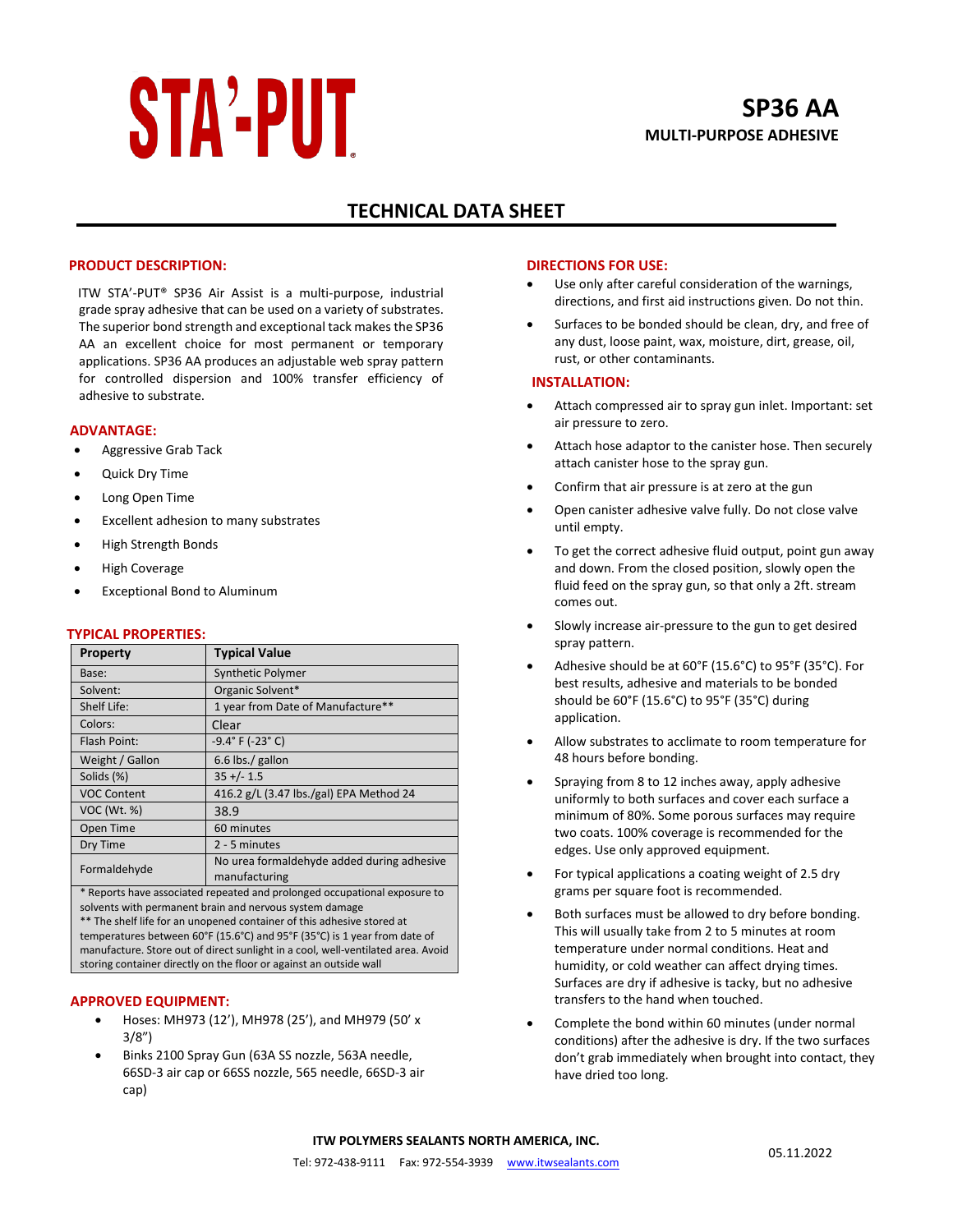# STA'-PUT®

## SP36 AA

**MULTI-PURPOSE ADHESIVE**

# TECHNICAL DATA SHEET

## PRODUCT DESCRIPTION:

ITW STA'-PUT® SP36 Air Assist is a multi-purpose, industrial grade spray adhesive that can be used on a variety of substrates. The superior bond strength and exceptional tack makes the SP36 AA an excellent choice for most permanent or temporary applications. SP36 AA produces an adjustable web spray pattern for controlled dispersion and 100% transfer efficiency of adhesive to substrate.

## ADVANTAGE:

- Aggressive Grab Tack
- Quick Dry Time
- Long Open Time
- Excellent adhesion to many substrates
- High Strength Bonds
- High Coverage
- Exceptional Bond to Aluminum

## TYPICAL PROPERTIES:

| Property | Typical Value |
|---|---|
| Base: | Synthetic Polymer |
| Solvent: | Organic Solvent* |
| Shelf Life: | 1 year from Date of Manufacture** |
| Colors: | Clear |
| Flash Point: | -9.4° F (-23° C) |
| Weight / Gallon | 6.6 lbs./ gallon |
| Solids (%) | 35 +/- 1.5 |
| VOC Content | 416.2 g/L (3.47 lbs./gal) EPA Method 24 |
| VOC (Wt. %) | 38.9 |
| Open Time | 60 minutes |
| Dry Time | 2 - 5 minutes |
| Formaldehyde | No urea formaldehyde added during adhesive manufacturing |

\* Reports have associated repeated and prolonged occupational exposure to solvents with permanent brain and nervous system damage
\*\* The shelf life for an unopened container of this adhesive stored at temperatures between 60°F (15.6°C) and 95°F (35°C) is 1 year from date of manufacture. Store out of direct sunlight in a cool, well-ventilated area. Avoid storing container directly on the floor or against an outside wall

## APPROVED EQUIPMENT:

- Hoses: MH973 (12'), MH978 (25'), and MH979 (50' x 3/8")
- Binks 2100 Spray Gun (63A SS nozzle, 563A needle, 66SD-3 air cap or 66SS nozzle, 565 needle, 66SD-3 air cap)

## DIRECTIONS FOR USE:

- Use only after careful consideration of the warnings, directions, and first aid instructions given. Do not thin.
- Surfaces to be bonded should be clean, dry, and free of any dust, loose paint, wax, moisture, dirt, grease, oil, rust, or other contaminants.

## INSTALLATION:

- Attach compressed air to spray gun inlet. Important: set air pressure to zero.
- Attach hose adaptor to the canister hose. Then securely attach canister hose to the spray gun.
- Confirm that air pressure is at zero at the gun
- Open canister adhesive valve fully. Do not close valve until empty.
- To get the correct adhesive fluid output, point gun away and down. From the closed position, slowly open the fluid feed on the spray gun, so that only a 2ft. stream comes out.
- Slowly increase air-pressure to the gun to get desired spray pattern.
- Adhesive should be at 60°F (15.6°C) to 95°F (35°C). For best results, adhesive and materials to be bonded should be 60°F (15.6°C) to 95°F (35°C) during application.
- Allow substrates to acclimate to room temperature for 48 hours before bonding.
- Spraying from 8 to 12 inches away, apply adhesive uniformly to both surfaces and cover each surface a minimum of 80%. Some porous surfaces may require two coats. 100% coverage is recommended for the edges. Use only approved equipment.
- For typical applications a coating weight of 2.5 dry grams per square foot is recommended.
- Both surfaces must be allowed to dry before bonding. This will usually take from 2 to 5 minutes at room temperature under normal conditions. Heat and humidity, or cold weather can affect drying times. Surfaces are dry if adhesive is tacky, but no adhesive transfers to the hand when touched.
- Complete the bond within 60 minutes (under normal conditions) after the adhesive is dry. If the two surfaces don't grab immediately when brought into contact, they have dried too long.

**ITW POLYMERS SEALANTS NORTH AMERICA, INC.**
Tel: 972-438-9111 Fax: 972-554-3939 www.itwsealants.com

05.11.2022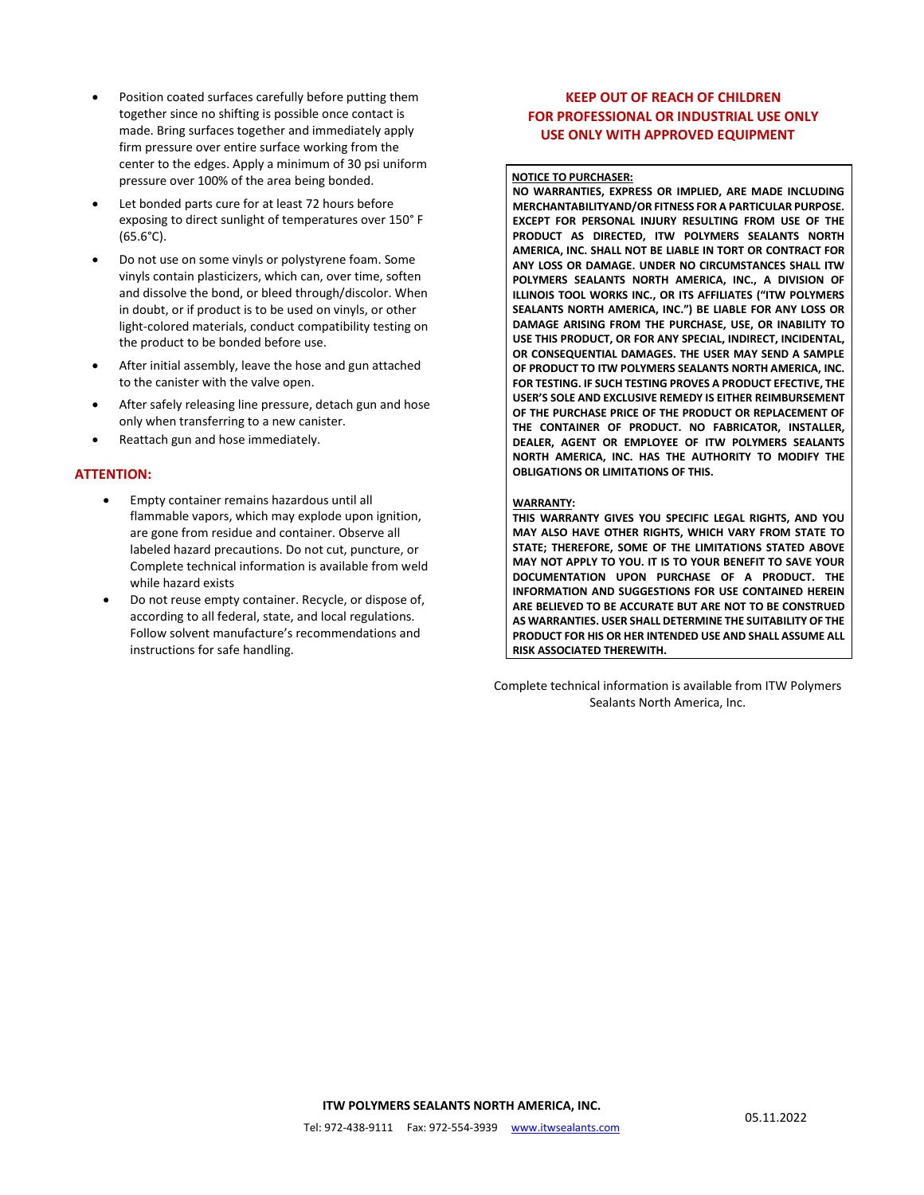- Position coated surfaces carefully before putting them together since no shifting is possible once contact is made. Bring surfaces together and immediately apply firm pressure over entire surface working from the center to the edges. Apply a minimum of 30 psi uniform pressure over 100% of the area being bonded.
- Let bonded parts cure for at least 72 hours before exposing to direct sunlight of temperatures over 150° F (65.6°C).
- Do not use on some vinyls or polystyrene foam. Some vinyls contain plasticizers, which can, over time, soften and dissolve the bond, or bleed through/discolor. When in doubt, or if product is to be used on vinyls, or other light-colored materials, conduct compatibility testing on the product to be bonded before use.
- After initial assembly, leave the hose and gun attached to the canister with the valve open.
- After safely releasing line pressure, detach gun and hose only when transferring to a new canister.
- Reattach gun and hose immediately.

## ATTENTION:

- Empty container remains hazardous until all flammable vapors, which may explode upon ignition, are gone from residue and container. Observe all labeled hazard precautions. Do not cut, puncture, or Complete technical information is available from weld while hazard exists
- Do not reuse empty container. Recycle, or dispose of, according to all federal, state, and local regulations. Follow solvent manufacture's recommendations and instructions for safe handling.

**KEEP OUT OF REACH OF CHILDREN**
**FOR PROFESSIONAL OR INDUSTRIAL USE ONLY**
**USE ONLY WITH APPROVED EQUIPMENT**

**NOTICE TO PURCHASER:**

**NO WARRANTIES, EXPRESS OR IMPLIED, ARE MADE INCLUDING MERCHANTABILITYAND/OR FITNESS FOR A PARTICULAR PURPOSE. EXCEPT FOR PERSONAL INJURY RESULTING FROM USE OF THE PRODUCT AS DIRECTED, ITW POLYMERS SEALANTS NORTH AMERICA, INC. SHALL NOT BE LIABLE IN TORT OR CONTRACT FOR ANY LOSS OR DAMAGE. UNDER NO CIRCUMSTANCES SHALL ITW POLYMERS SEALANTS NORTH AMERICA, INC., A DIVISION OF ILLINOIS TOOL WORKS INC., OR ITS AFFILIATES ("ITW POLYMERS SEALANTS NORTH AMERICA, INC.") BE LIABLE FOR ANY LOSS OR DAMAGE ARISING FROM THE PURCHASE, USE, OR INABILITY TO USE THIS PRODUCT, OR FOR ANY SPECIAL, INDIRECT, INCIDENTAL, OR CONSEQUENTIAL DAMAGES. THE USER MAY SEND A SAMPLE OF PRODUCT TO ITW POLYMERS SEALANTS NORTH AMERICA, INC. FOR TESTING. IF SUCH TESTING PROVES A PRODUCT EFECTIVE, THE USER'S SOLE AND EXCLUSIVE REMEDY IS EITHER REIMBURSEMENT OF THE PURCHASE PRICE OF THE PRODUCT OR REPLACEMENT OF THE CONTAINER OF PRODUCT. NO FABRICATOR, INSTALLER, DEALER, AGENT OR EMPLOYEE OF ITW POLYMERS SEALANTS NORTH AMERICA, INC. HAS THE AUTHORITY TO MODIFY THE OBLIGATIONS OR LIMITATIONS OF THIS.**

**WARRANTY:**

**THIS WARRANTY GIVES YOU SPECIFIC LEGAL RIGHTS, AND YOU MAY ALSO HAVE OTHER RIGHTS, WHICH VARY FROM STATE TO STATE; THEREFORE, SOME OF THE LIMITATIONS STATED ABOVE MAY NOT APPLY TO YOU. IT IS TO YOUR BENEFIT TO SAVE YOUR DOCUMENTATION UPON PURCHASE OF A PRODUCT. THE INFORMATION AND SUGGESTIONS FOR USE CONTAINED HEREIN ARE BELIEVED TO BE ACCURATE BUT ARE NOT TO BE CONSTRUED AS WARRANTIES. USER SHALL DETERMINE THE SUITABILITY OF THE PRODUCT FOR HIS OR HER INTENDED USE AND SHALL ASSUME ALL RISK ASSOCIATED THEREWITH.**

Complete technical information is available from ITW Polymers Sealants North America, Inc.

**ITW POLYMERS SEALANTS NORTH AMERICA, INC.**

Tel: 972-438-9111 Fax: 972-554-3939 www.itwsealants.com

05.11.2022